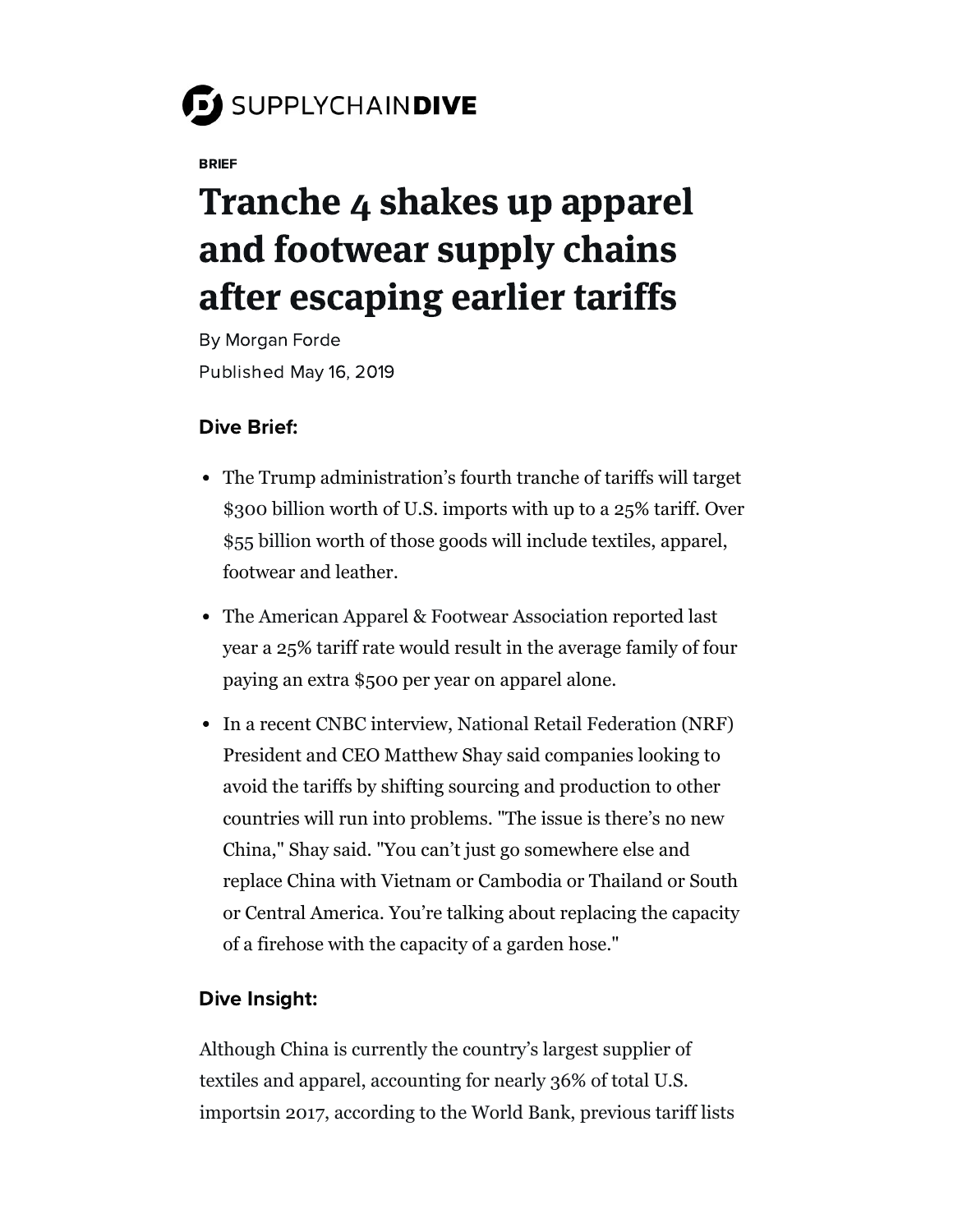SUPPLYCHAINDIVE

BRIEF

# Tranche 4 shakes up apparel and footwear supply chains after escaping earlier tariffs

By Morgan Forde

Published May 16, 2019

### Dive Brief:

- The Trump administration's fourth tranche of tariffs will target $300 billion worth of U.S. imports with up to a 25% tariff. Over $55 billion worth of those goods will include textiles, apparel, footwear and leather.
- The American Apparel & Footwear Association reported last year a 25% tariff rate would result in the average family of four paying an extra $500 per year on apparel alone.
- In a recent CNBC interview, National Retail Federation (NRF) President and CEO Matthew Shay said companies looking to avoid the tariffs by shifting sourcing and production to other countries will run into problems. "The issue is there's no new China," Shay said. "You can't just go somewhere else and replace China with Vietnam or Cambodia or Thailand or South or Central America. You're talking about replacing the capacity of a firehose with the capacity of a garden hose."

### Dive Insight:

Although China is currently the country's largest supplier of textiles and apparel, accounting for nearly 36% of total U.S. importsin 2017, according to the World Bank, previous tariff lists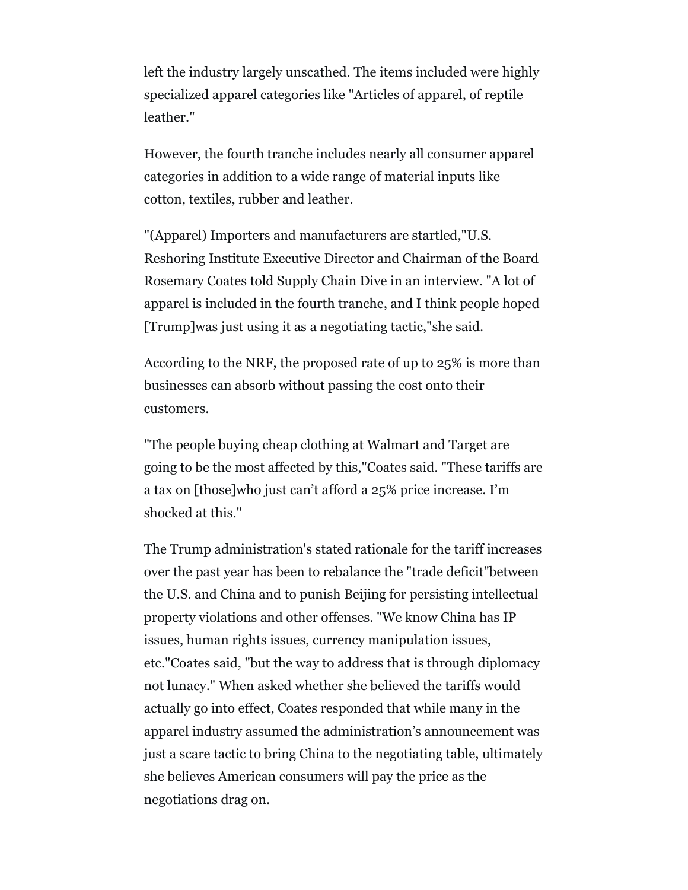left the industry largely unscathed. The items included were highly specialized apparel categories like "Articles of apparel, of reptile leather."

However, the fourth tranche includes nearly all consumer apparel categories in addition to a wide range of material inputs like cotton, textiles, rubber and leather.

"(Apparel) Importers and manufacturers are startled,"U.S. Reshoring Institute Executive Director and Chairman of the Board Rosemary Coates told Supply Chain Dive in an interview. "A lot of apparel is included in the fourth tranche, and I think people hoped [Trump]was just using it as a negotiating tactic,"she said.

According to the NRF, the proposed rate of up to 25% is more than businesses can absorb without passing the cost onto their customers.

"The people buying cheap clothing at Walmart and Target are going to be the most affected by this,"Coates said. "These tariffs are a tax on [those]who just can't afford a 25% price increase. I'm shocked at this."

The Trump administration's stated rationale for the tariff increases over the past year has been to rebalance the "trade deficit"between the U.S. and China and to punish Beijing for persisting intellectual property violations and other offenses. "We know China has IP issues, human rights issues, currency manipulation issues, etc."Coates said, "but the way to address that is through diplomacy not lunacy." When asked whether she believed the tariffs would actually go into effect, Coates responded that while many in the apparel industry assumed the administration's announcement was just a scare tactic to bring China to the negotiating table, ultimately she believes American consumers will pay the price as the negotiations drag on.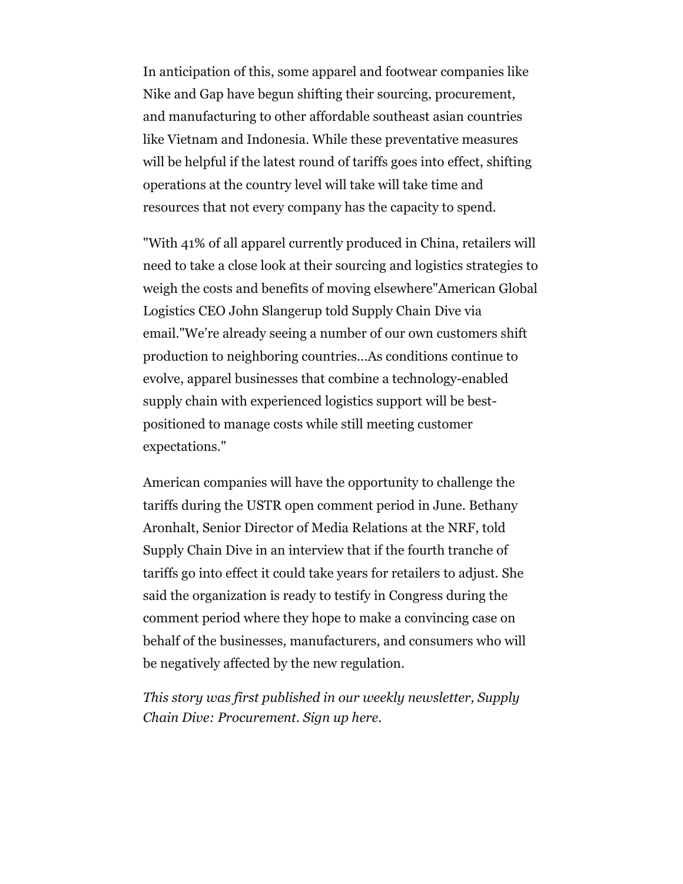In anticipation of this, some apparel and footwear companies like Nike and Gap have begun shifting their sourcing, procurement, and manufacturing to other affordable southeast asian countries like Vietnam and Indonesia. While these preventative measures will be helpful if the latest round of tariffs goes into effect, shifting operations at the country level will take will take time and resources that not every company has the capacity to spend.

"With 41% of all apparel currently produced in China, retailers will need to take a close look at their sourcing and logistics strategies to weigh the costs and benefits of moving elsewhere"American Global Logistics CEO John Slangerup told Supply Chain Dive via email."We're already seeing a number of our own customers shift production to neighboring countries...As conditions continue to evolve, apparel businesses that combine a technology-enabled supply chain with experienced logistics support will be best-positioned to manage costs while still meeting customer expectations."

American companies will have the opportunity to challenge the tariffs during the USTR open comment period in June. Bethany Aronhalt, Senior Director of Media Relations at the NRF, told Supply Chain Dive in an interview that if the fourth tranche of tariffs go into effect it could take years for retailers to adjust. She said the organization is ready to testify in Congress during the comment period where they hope to make a convincing case on behalf of the businesses, manufacturers, and consumers who will be negatively affected by the new regulation.

*This story was first published in our weekly newsletter, Supply Chain Dive: Procurement. Sign up here.*